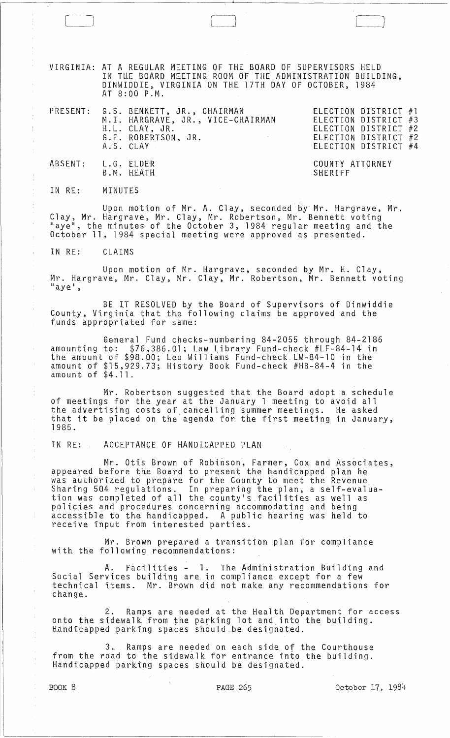VIRGINIA: AT A REGULAR MEETING OF THE BOARD OF SUPERVISORS HELD IN THE BOARD MEETING ROOM OF THE ADMINISTRATION BUILDING, DINWIDDIE, VIRGINIA ON THE 17TH DAY OF OCTOBER, 1984 AT 8:00 P.M.

| | | |
|---|---|---|
| PRESENT: | G.S. BENNETT, JR., CHAIRMAN | ELECTION DISTRICT #1 |
| | M.I. HARGRAVE, JR., VICE-CHAIRMAN | ELECTION DISTRICT #3 |
| | H.L. CLAY, JR. | ELECTION DISTRICT #2 |
| | G.E. ROBERTSON, JR. | ELECTION DISTRICT #2 |
| | A.S. CLAY | ELECTION DISTRICT #4 |
| ABSENT: | L.G. ELDER | COUNTY ATTORNEY |
| | B.M. HEATH | SHERIFF |

IN RE: MINUTES

Upon motion of Mr. A. Clay, seconded by Mr. Hargrave, Mr. Clay, Mr. Hargrave, Mr. Clay, Mr. Robertson, Mr. Bennett voting "aye", the minutes of the October 3, 1984 regular meeting and the October 11, 1984 special meeting were approved as presented.

IN RE: CLAIMS

Upon motion of Mr. Hargrave, seconded by Mr. H. Clay, Mr. Hargrave, Mr. Clay, Mr. Clay, Mr. Robertson, Mr. Bennett voting "aye',

BE IT RESOLVED by the Board of Supervisors of Dinwiddie County, Virginia that the following claims be approved and the funds appropriated for same:

General Fund checks-numbering 84-2055 through 84-2186 amounting to: $76,386.01; Law Library Fund-check #LF-84-14 in the amount of $98.00; Leo Williams Fund-check LW-84-10 in the amount of $15,929.73; History Book Fund-check #HB-84-4 in the amount of $4.11.

Mr. Robertson suggested that the Board adopt a schedule of meetings for the year at the January 1 meeting to avoid all the advertising costs of cancelling summer meetings. He asked that it be placed on the agenda for the first meeting in January, 1985.

IN RE: ACCEPTANCE OF HANDICAPPED PLAN

Mr. Otis Brown of Robinson, Farmer, Cox and Associates, appeared before the Board to present the handicapped plan he was authorized to prepare for the County to meet the Revenue Sharing 504 regulations. In preparing the plan, a self-evaluation was completed of all the county's facilities as well as policies and procedures concerning accommodating and being accessible to the handicapped. A public hearing was held to receive input from interested parties.

Mr. Brown prepared a transition plan for compliance with the following recommendations:

A. Facilities - 1. The Administration Building and Social Services building are in compliance except for a few technical items. Mr. Brown did not make any recommendations for change.

2. Ramps are needed at the Health Department for access onto the sidewalk from the parking lot and into the building. Handicapped parking spaces should be designated.

3. Ramps are needed on each side of the Courthouse from the road to the sidewalk for entrance into the building. Handicapped parking spaces should be designated.

BOOK 8 PAGE 265 October 17, 1984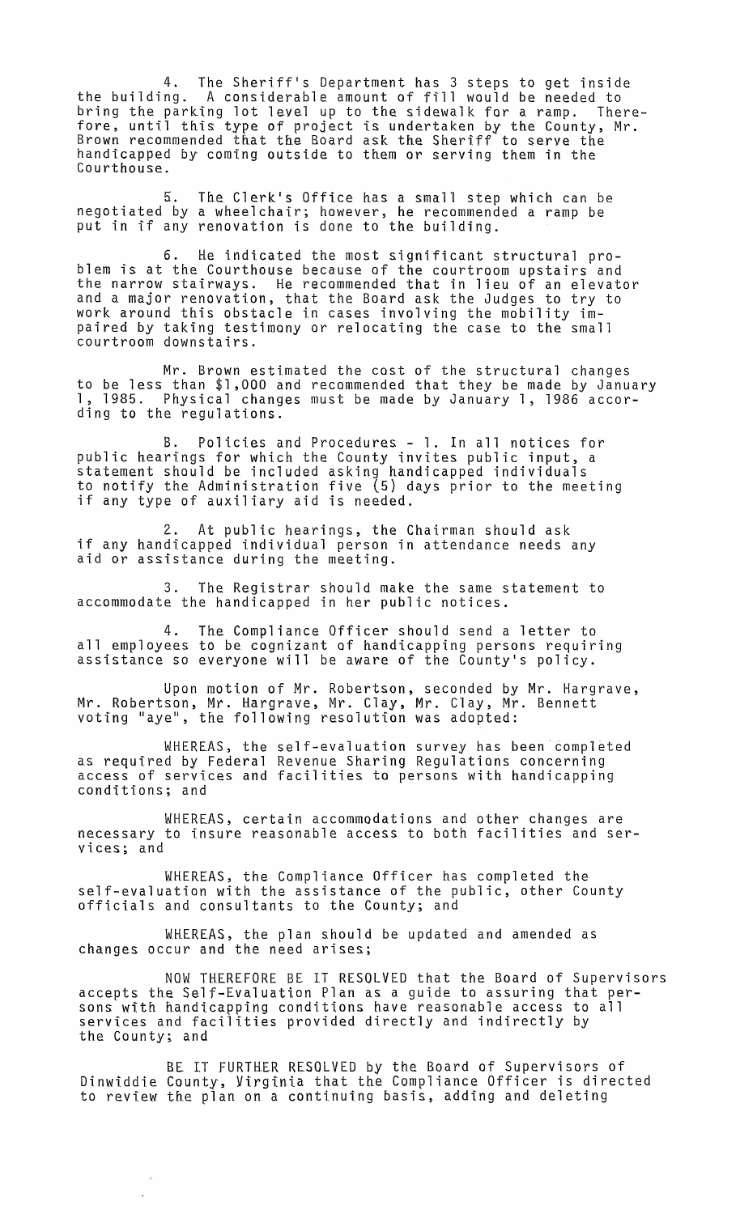4. The Sheriff's Department has 3 steps to get inside the building. A considerable amount of fill would be needed to bring the parking lot level up to the sidewalk for a ramp. Therefore, until this type of project is undertaken by the County, Mr. Brown recommended that the Board ask the Sheriff to serve the handicapped by coming outside to them or serving them in the Courthouse.

5. The Clerk's Office has a small step which can be negotiated by a wheelchair; however, he recommended a ramp be put in if any renovation is done to the building.

6. He indicated the most significant structural problem is at the Courthouse because of the courtroom upstairs and the narrow stairways. He recommended that in lieu of an elevator and a major renovation, that the Board ask the Judges to try to work around this obstacle in cases involving the mobility impaired by taking testimony or relocating the case to the small courtroom downstairs.

Mr. Brown estimated the cost of the structural changes to be less than $1,000 and recommended that they be made by January 1, 1985. Physical changes must be made by January 1, 1986 according to the regulations.

B. Policies and Procedures - 1. In all notices for public hearings for which the County invites public input, a statement should be included asking handicapped individuals to notify the Administration five (5) days prior to the meeting if any type of auxiliary aid is needed.

2. At public hearings, the Chairman should ask if any handicapped individual person in attendance needs any aid or assistance during the meeting.

3. The Registrar should make the same statement to accommodate the handicapped in her public notices.

4. The Compliance Officer should send a letter to all employees to be cognizant of handicapping persons requiring assistance so everyone will be aware of the County's policy.

Upon motion of Mr. Robertson, seconded by Mr. Hargrave, Mr. Robertson, Mr. Hargrave, Mr. Clay, Mr. Clay, Mr. Bennett voting "aye", the following resolution was adopted:

WHEREAS, the self-evaluation survey has been completed as required by Federal Revenue Sharing Regulations concerning access of services and facilities to persons with handicapping conditions; and

WHEREAS, certain accommodations and other changes are necessary to insure reasonable access to both facilities and services; and

WHEREAS, the Compliance Officer has completed the self-evaluation with the assistance of the public, other County officials and consultants to the County; and

WHEREAS, the plan should be updated and amended as changes occur and the need arises;

NOW THEREFORE BE IT RESOLVED that the Board of Supervisors accepts the Self-Evaluation Plan as a guide to assuring that persons with handicapping conditions have reasonable access to all services and facilities provided directly and indirectly by the County; and

BE IT FURTHER RESOLVED by the Board of Supervisors of Dinwiddie County, Virginia that the Compliance Officer is directed to review the plan on a continuing basis, adding and deleting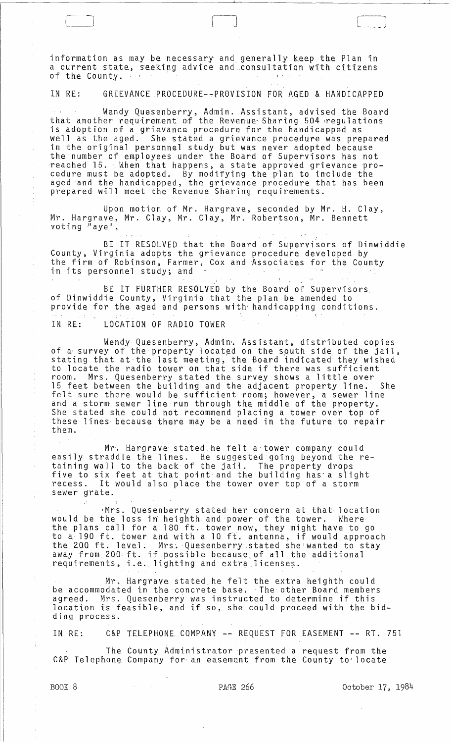information as may be necessary and generally keep the Plan in a current state, seeking advice and consultation with citizens of the County.

IN RE: GRIEVANCE PROCEDURE--PROVISION FOR AGED & HANDICAPPED

Wendy Quesenberry, Admin. Assistant, advised the Board that another requirement of the Revenue Sharing 504 regulations is adoption of a grievance procedure for the handicapped as well as the aged. She stated a grievance procedure was prepared in the original personnel study but was never adopted because the number of employees under the Board of Supervisors has not reached 15. When that happens, a state approved grievance procedure must be adopted. By modifying the plan to include the aged and the handicapped, the grievance procedure that has been prepared will meet the Revenue Sharing requirements.

Upon motion of Mr. Hargrave, seconded by Mr. H. Clay, Mr. Hargrave, Mr. Clay, Mr. Clay, Mr. Robertson, Mr. Bennett voting "aye",

BE IT RESOLVED that the Board of Supervisors of Dinwiddie County, Virginia adopts the grievance procedure developed by the firm of Robinson, Farmer, Cox and Associates for the County in its personnel study; and

BE IT FURTHER RESOLVED by the Board of Supervisors of Dinwiddie County, Virginia that the plan be amended to provide for the aged and persons with handicapping conditions.

IN RE: LOCATION OF RADIO TOWER

Wendy Quesenberry, Admin. Assistant, distributed copies of a survey of the property located on the south side of the jail, stating that at the last meeting, the Board indicated they wished to locate the radio tower on that side if there was sufficient room. Mrs. Quesenberry stated the survey shows a little over 15 feet between the building and the adjacent property line. She felt sure there would be sufficient room; however, a sewer line and a storm sewer line run through the middle of the property. She stated she could not recommend placing a tower over top of these lines because there may be a need in the future to repair them.

Mr. Hargrave stated he felt a tower company could easily straddle the lines. He suggested going beyond the retaining wall to the back of the jail. The property drops five to six feet at that point and the building has a slight recess. It would also place the tower over top of a storm sewer grate.

Mrs. Quesenberry stated her concern at that location would be the loss in heighth and power of the tower. Where the plans call for a 180 ft. tower now, they might have to go to a 190 ft. tower and with a 10 ft. antenna, it would approach the 200 ft. level. Mrs. Quesenberry stated she wanted to stay away from 200 ft. if possible because of all the additional requirements, i.e. lighting and extra licenses.

Mr. Hargrave stated he felt the extra heighth could be accommodated in the concrete base. The other Board members agreed. Mrs. Quesenberry was instructed to determine if this location is feasible, and if so, she could proceed with the bidding process.

IN RE: C&P TELEPHONE COMPANY -- REQUEST FOR EASEMENT -- RT. 751

The County Administrator presented a request from the C&P Telephone Company for an easement from the County to locate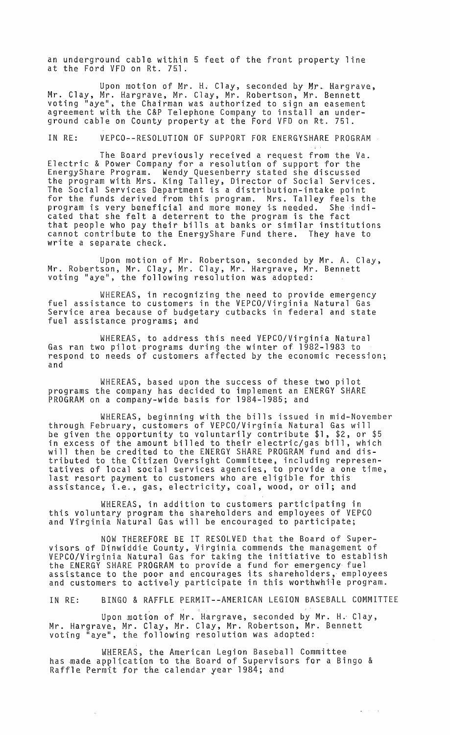an underground cable within 5 feet of the front property line at the Ford VFD on Rt. 751.

Upon motion of Mr. H. Clay, seconded by Mr. Hargrave, Mr. Clay, Mr. Hargrave, Mr. Clay, Mr. Robertson, Mr. Bennett voting "aye", the Chairman was authorized to sign an easement agreement with the C&P Telephone Company to install an underground cable on County property at the Ford VFD on Rt. 751.

IN RE: VEPCO--RESOLUTION OF SUPPORT FOR ENERGYSHARE PROGRAM

The Board previously received a request from the Va. Electric & Power Company for a resolution of support for the EnergyShare Program. Wendy Quesenberry stated she discussed the program with Mrs. King Talley, Director of Social Services. The Social Services Department is a distribution-intake point for the funds derived from this program. Mrs. Talley feels the program is very beneficial and more money is needed. She indicated that she felt a deterrent to the program is the fact that people who pay their bills at banks or similar institutions cannot contribute to the EnergyShare Fund there. They have to write a separate check.

Upon motion of Mr. Robertson, seconded by Mr. A. Clay, Mr. Robertson, Mr. Clay, Mr. Clay, Mr. Hargrave, Mr. Bennett voting "aye", the following resolution was adopted:

WHEREAS, in recognizing the need to provide emergency fuel assistance to customers in the VEPCO/Virginia Natural Gas Service area because of budgetary cutbacks in federal and state fuel assistance programs; and

WHEREAS, to address this need VEPCO/Virginia Natural Gas ran two pilot programs during the winter of 1982-1983 to respond to needs of customers affected by the economic recession; and

WHEREAS, based upon the success of these two pilot programs the company has decided to implement an ENERGY SHARE PROGRAM on a company-wide basis for 1984-1985; and

WHEREAS, beginning with the bills issued in mid-November through February, customers of VEPCO/Virginia Natural Gas will be given the opportunity to voluntarily contribute $1, $2, or $5 in excess of the amount billed to their electric/gas bill, which will then be credited to the ENERGY SHARE PROGRAM fund and distributed to the Citizen Oversight Committee, including representatives of local social services agencies, to provide a one time, last resort payment to customers who are eligible for this assistance, i.e., gas, electricity, coal, wood, or oil; and

WHEREAS, in addition to customers participating in this voluntary program the shareholders and employees of VEPCO and Virginia Natural Gas will be encouraged to participate;

NOW THEREFORE BE IT RESOLVED that the Board of Supervisors of Dinwiddie County, Virginia commends the management of VEPCO/Virginia Natural Gas for taking the initiative to establish the ENERGY SHARE PROGRAM to provide a fund for emergency fuel assistance to the poor and encourages its shareholders, employees and customers to actively participate in this worthwhile program.

IN RE: BINGO & RAFFLE PERMIT--AMERICAN LEGION BASEBALL COMMITTEE

Upon motion of Mr. Hargrave, seconded by Mr. H. Clay, Mr. Hargrave, Mr. Clay, Mr. Clay, Mr. Robertson, Mr. Bennett voting "aye", the following resolution was adopted:

WHEREAS, the American Legion Baseball Committee has made application to the Board of Supervisors for a Bingo & Raffle Permit for the calendar year 1984; and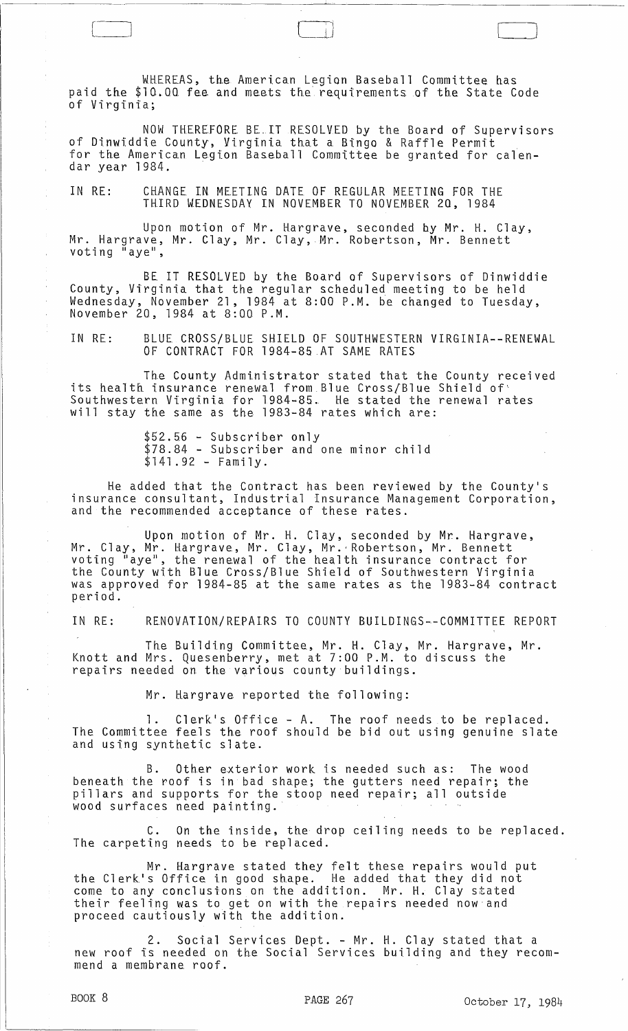WHEREAS, the American Legion Baseball Committee has paid the $10.00 fee and meets the requirements of the State Code of Virginia;

NOW THEREFORE BE IT RESOLVED by the Board of Supervisors of Dinwiddie County, Virginia that a Bingo & Raffle Permit for the American Legion Baseball Committee be granted for calendar year 1984.

IN RE: CHANGE IN MEETING DATE OF REGULAR MEETING FOR THE THIRD WEDNESDAY IN NOVEMBER TO NOVEMBER 20, 1984

Upon motion of Mr. Hargrave, seconded by Mr. H. Clay, Mr. Hargrave, Mr. Clay, Mr. Clay, Mr. Robertson, Mr. Bennett voting "aye",

BE IT RESOLVED by the Board of Supervisors of Dinwiddie County, Virginia that the regular scheduled meeting to be held Wednesday, November 21, 1984 at 8:00 P.M. be changed to Tuesday, November 20, 1984 at 8:00 P.M.

IN RE: BLUE CROSS/BLUE SHIELD OF SOUTHWESTERN VIRGINIA--RENEWAL OF CONTRACT FOR 1984-85 AT SAME RATES

The County Administrator stated that the County received its health insurance renewal from Blue Cross/Blue Shield of Southwestern Virginia for 1984-85. He stated the renewal rates will stay the same as the 1983-84 rates which are:

$52.56 - Subscriber only
$78.84 - Subscriber and one minor child
$141.92 - Family.

He added that the Contract has been reviewed by the County's insurance consultant, Industrial Insurance Management Corporation, and the recommended acceptance of these rates.

Upon motion of Mr. H. Clay, seconded by Mr. Hargrave, Mr. Clay, Mr. Hargrave, Mr. Clay, Mr. Robertson, Mr. Bennett voting "aye", the renewal of the health insurance contract for the County with Blue Cross/Blue Shield of Southwestern Virginia was approved for 1984-85 at the same rates as the 1983-84 contract period.

IN RE: RENOVATION/REPAIRS TO COUNTY BUILDINGS--COMMITTEE REPORT

The Building Committee, Mr. H. Clay, Mr. Hargrave, Mr. Knott and Mrs. Quesenberry, met at 7:00 P.M. to discuss the repairs needed on the various county buildings.

Mr. Hargrave reported the following:

1. Clerk's Office - A. The roof needs to be replaced. The Committee feels the roof should be bid out using genuine slate and using synthetic slate.

B. Other exterior work is needed such as: The wood beneath the roof is in bad shape; the gutters need repair; the pillars and supports for the stoop need repair; all outside wood surfaces need painting.

C. On the inside, the drop ceiling needs to be replaced. The carpeting needs to be replaced.

Mr. Hargrave stated they felt these repairs would put the Clerk's Office in good shape. He added that they did not come to any conclusions on the addition. Mr. H. Clay stated their feeling was to get on with the repairs needed now and proceed cautiously with the addition.

2. Social Services Dept. - Mr. H. Clay stated that a new roof is needed on the Social Services building and they recommend a membrane roof.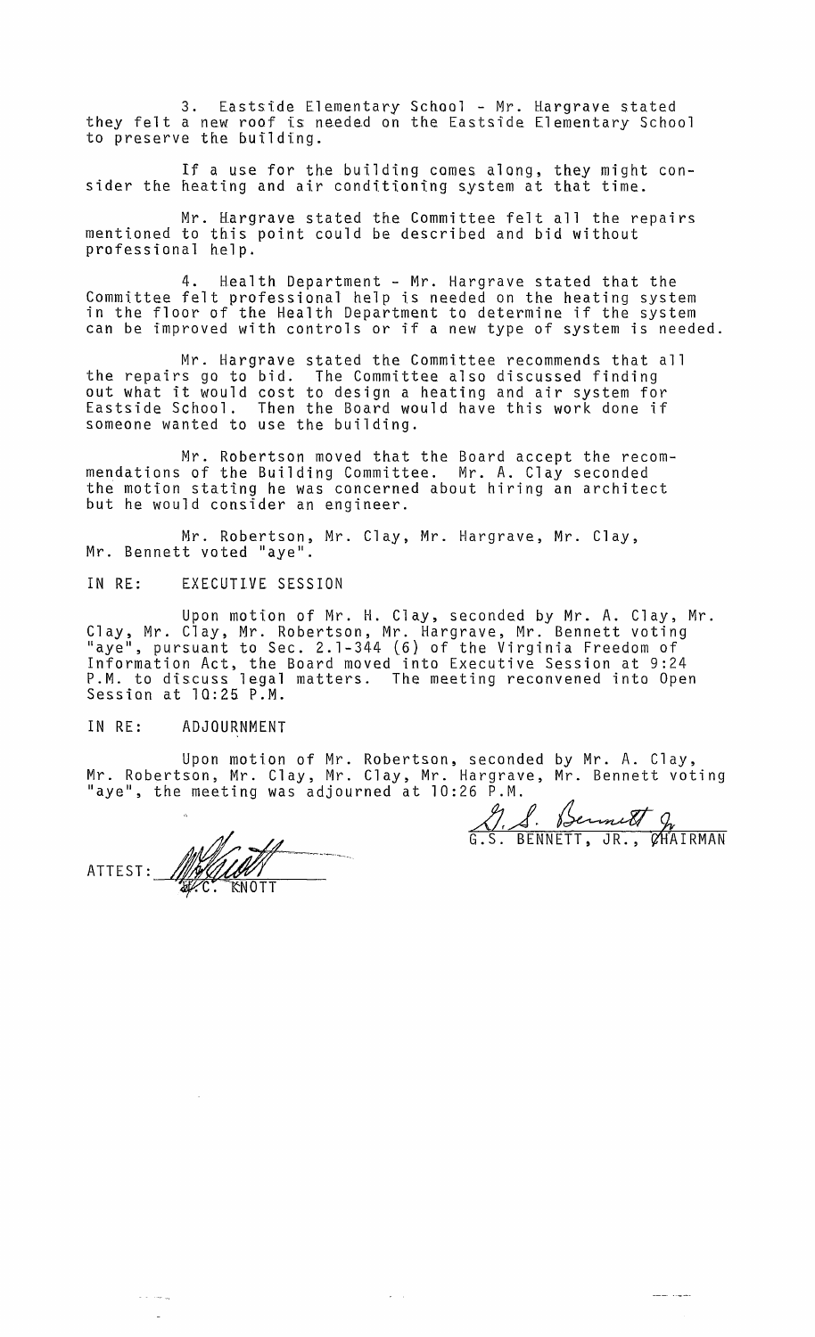3. Eastside Elementary School - Mr. Hargrave stated they felt a new roof is needed on the Eastside Elementary School to preserve the building.

If a use for the building comes along, they might consider the heating and air conditioning system at that time.

Mr. Hargrave stated the Committee felt all the repairs mentioned to this point could be described and bid without professional help.

4. Health Department - Mr. Hargrave stated that the Committee felt professional help is needed on the heating system in the floor of the Health Department to determine if the system can be improved with controls or if a new type of system is needed.

Mr. Hargrave stated the Committee recommends that all the repairs go to bid. The Committee also discussed finding out what it would cost to design a heating and air system for Eastside School. Then the Board would have this work done if someone wanted to use the building.

Mr. Robertson moved that the Board accept the recommendations of the Building Committee. Mr. A. Clay seconded the motion stating he was concerned about hiring an architect but he would consider an engineer.

Mr. Robertson, Mr. Clay, Mr. Hargrave, Mr. Clay, Mr. Bennett voted "aye".

IN RE: EXECUTIVE SESSION

Upon motion of Mr. H. Clay, seconded by Mr. A. Clay, Mr. Clay, Mr. Clay, Mr. Robertson, Mr. Hargrave, Mr. Bennett voting "aye", pursuant to Sec. 2.1-344 (6) of the Virginia Freedom of Information Act, the Board moved into Executive Session at 9:24 P.M. to discuss legal matters. The meeting reconvened into Open Session at 10:25 P.M.

IN RE: ADJOURNMENT

Upon motion of Mr. Robertson, seconded by Mr. A. Clay, Mr. Robertson, Mr. Clay, Mr. Clay, Mr. Hargrave, Mr. Bennett voting "aye", the meeting was adjourned at 10:26 P.M.

G.S. Bennett Jr

G.S. BENNETT, JR., CHAIRMAN

ATTEST: W.C. Knott

W.C. KNOTT